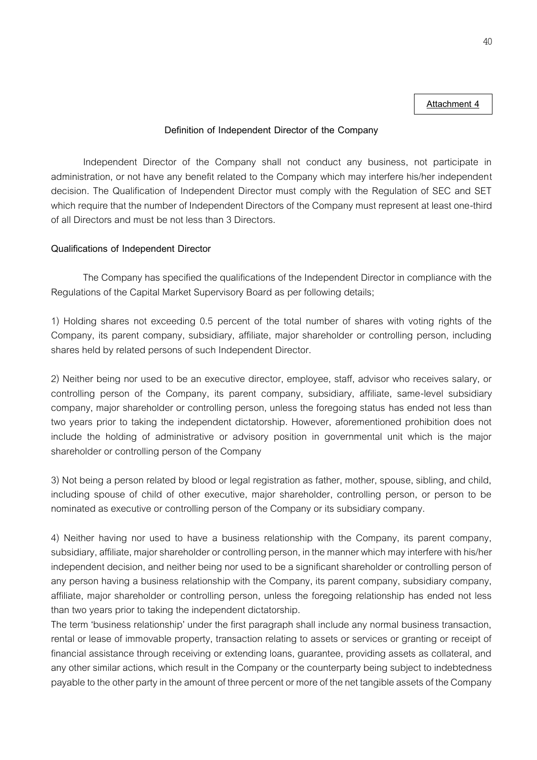**Attachment 4**

## Definition of Independent Director of the Company

Independent Director of the Company shall not conduct any business, not participate in administration, or not have any benefit related to the Company which may interfere his/her independent decision. The Qualification of Independent Director must comply with the Regulation of SEC and SET which require that the number of Independent Directors of the Company must represent at least one-third of all Directors and must be not less than 3 Directors.

### Qualifications of Independent Director

The Company has specified the qualifications of the Independent Director in compliance with the Regulations of the Capital Market Supervisory Board as per following details;

1) Holding shares not exceeding 0.5 percent of the total number of shares with voting rights of the Company, its parent company, subsidiary, affiliate, major shareholder or controlling person, including shares held by related persons of such Independent Director.

2) Neither being nor used to be an executive director, employee, staff, advisor who receives salary, or controlling person of the Company, its parent company, subsidiary, affiliate, same-level subsidiary company, major shareholder or controlling person, unless the foregoing status has ended not less than two years prior to taking the independent dictatorship. However, aforementioned prohibition does not include the holding of administrative or advisory position in governmental unit which is the major shareholder or controlling person of the Company

3) Not being a person related by blood or legal registration as father, mother, spouse, sibling, and child, including spouse of child of other executive, major shareholder, controlling person, or person to be nominated as executive or controlling person of the Company or its subsidiary company.

4) Neither having nor used to have a business relationship with the Company, its parent company, subsidiary, affiliate, major shareholder or controlling person, in the manner which may interfere with his/her independent decision, and neither being nor used to be a significant shareholder or controlling person of any person having a business relationship with the Company, its parent company, subsidiary company, affiliate, major shareholder or controlling person, unless the foregoing relationship has ended not less than two years prior to taking the independent dictatorship.

The term 'business relationship' under the first paragraph shall include any normal business transaction, rental or lease of immovable property, transaction relating to assets or services or granting or receipt of financial assistance through receiving or extending loans, guarantee, providing assets as collateral, and any other similar actions, which result in the Company or the counterparty being subject to indebtedness payable to the other party in the amount of three percent or more of the net tangible assets of the Company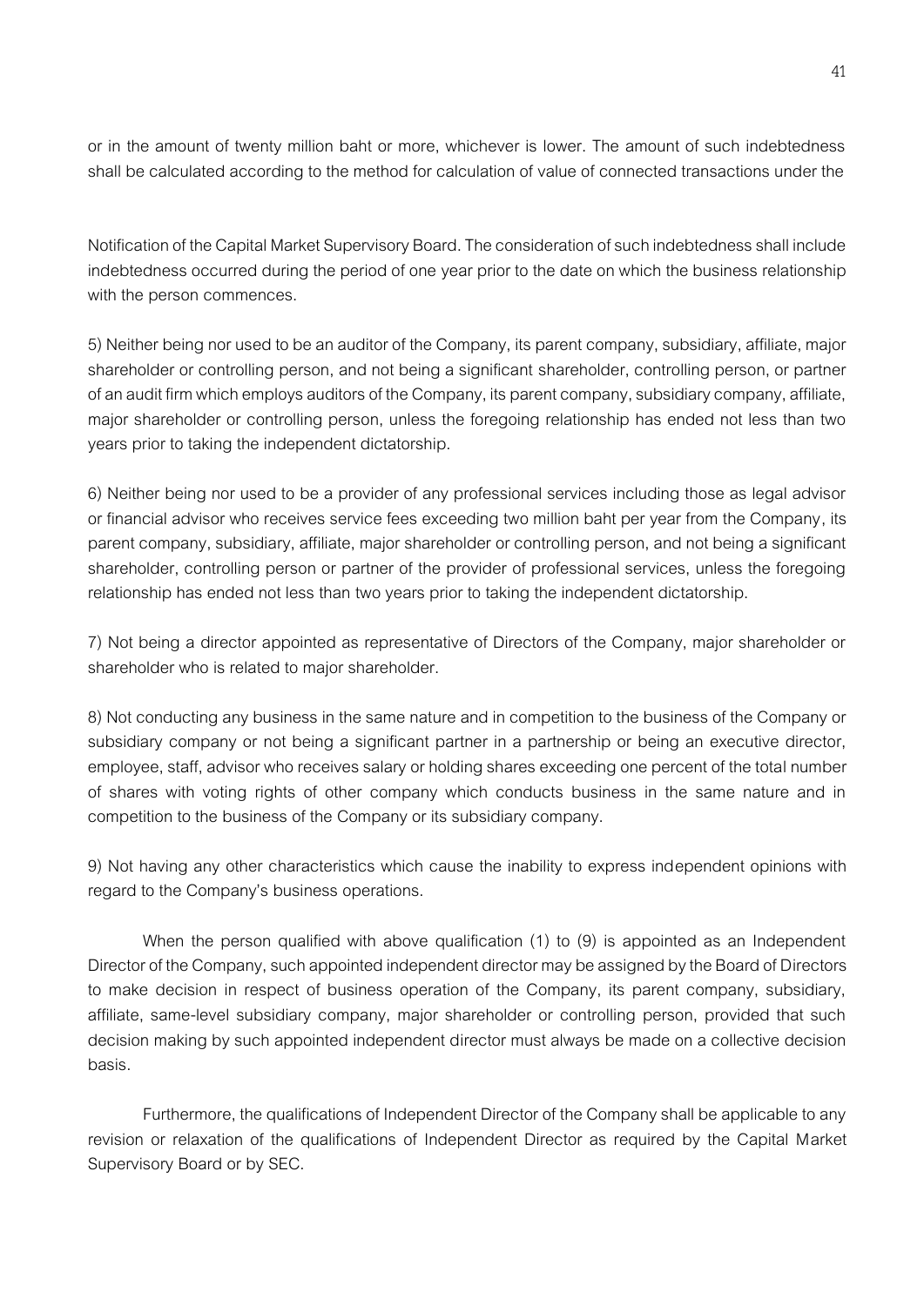or in the amount of twenty million baht or more, whichever is lower. The amount of such indebtedness shall be calculated according to the method for calculation of value of connected transactions under the

Notification of the Capital Market Supervisory Board. The consideration of such indebtedness shall include indebtedness occurred during the period of one year prior to the date on which the business relationship with the person commences.

5) Neither being nor used to be an auditor of the Company, its parent company, subsidiary, affiliate, major shareholder or controlling person, and not being a significant shareholder, controlling person, or partner of an audit firm which employs auditors of the Company, its parent company, subsidiary company, affiliate, major shareholder or controlling person, unless the foregoing relationship has ended not less than two years prior to taking the independent dictatorship.

6) Neither being nor used to be a provider of any professional services including those as legal advisor or financial advisor who receives service fees exceeding two million baht per year from the Company, its parent company, subsidiary, affiliate, major shareholder or controlling person, and not being a significant shareholder, controlling person or partner of the provider of professional services, unless the foregoing relationship has ended not less than two years prior to taking the independent dictatorship.

7) Not being a director appointed as representative of Directors of the Company, major shareholder or shareholder who is related to major shareholder.

8) Not conducting any business in the same nature and in competition to the business of the Company or subsidiary company or not being a significant partner in a partnership or being an executive director, employee, staff, advisor who receives salary or holding shares exceeding one percent of the total number of shares with voting rights of other company which conducts business in the same nature and in competition to the business of the Company or its subsidiary company.

9) Not having any other characteristics which cause the inability to express independent opinions with regard to the Company's business operations.

When the person qualified with above qualification (1) to (9) is appointed as an Independent Director of the Company, such appointed independent director may be assigned by the Board of Directors to make decision in respect of business operation of the Company, its parent company, subsidiary, affiliate, same-level subsidiary company, major shareholder or controlling person, provided that such decision making by such appointed independent director must always be made on a collective decision basis.

Furthermore, the qualifications of Independent Director of the Company shall be applicable to any revision or relaxation of the qualifications of Independent Director as required by the Capital Market Supervisory Board or by SEC.